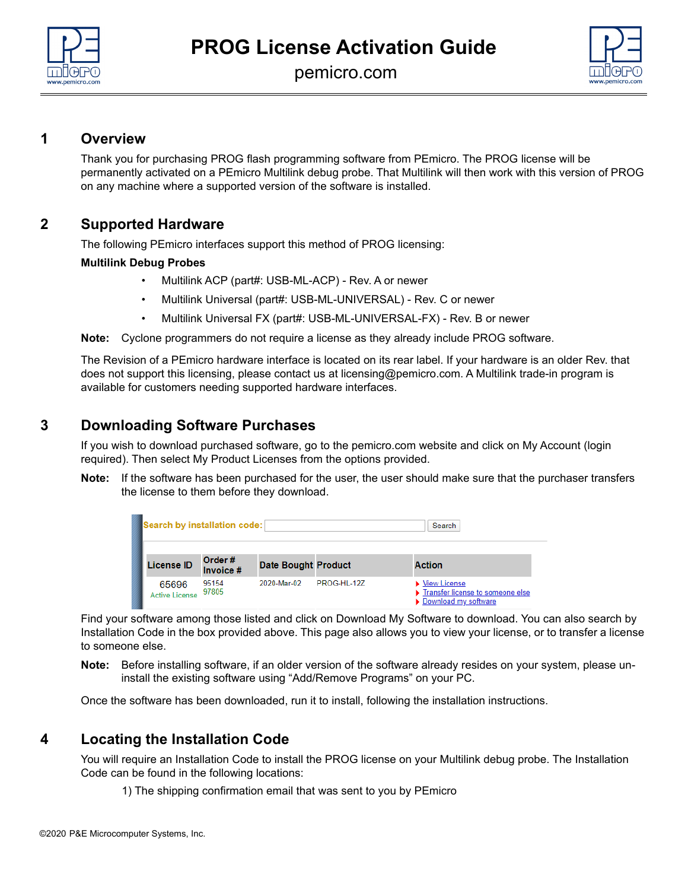# PROG License Activation Guide

pemicro.com

## 1 Overview

Thank you for purchasing PROG flash programming software from PEmicro. The PROG license will be permanently activated on a PEmicro Multilink debug probe. That Multilink will then work with this version of PROG on any machine where a supported version of the software is installed.

## 2 Supported Hardware

The following PEmicro interfaces support this method of PROG licensing:

**Multilink Debug Probes**

- Multilink ACP (part#: USB-ML-ACP) - Rev. A or newer
- Multilink Universal (part#: USB-ML-UNIVERSAL) - Rev. C or newer
- Multilink Universal FX (part#: USB-ML-UNIVERSAL-FX) - Rev. B or newer

**Note:** Cyclone programmers do not require a license as they already include PROG software.

The Revision of a PEmicro hardware interface is located on its rear label. If your hardware is an older Rev. that does not support this licensing, please contact us at licensing@pemicro.com. A Multilink trade-in program is available for customers needing supported hardware interfaces.

## 3 Downloading Software Purchases

If you wish to download purchased software, go to the pemicro.com website and click on My Account (login required). Then select My Product Licenses from the options provided.

**Note:** If the software has been purchased for the user, the user should make sure that the purchaser transfers the license to them before they download.

Search by installation code: [ ] Search

| License ID | Order # Invoice # | Date Bought | Product | Action |
|---|---|---|---|---|
| 65696 Active License | 95154 97805 | 2020-Mar-02 | PROG-HL-12Z | View License<br>Transfer license to someone else<br>Download my software |

Find your software among those listed and click on Download My Software to download. You can also search by Installation Code in the box provided above. This page also allows you to view your license, or to transfer a license to someone else.

**Note:** Before installing software, if an older version of the software already resides on your system, please un-install the existing software using “Add/Remove Programs” on your PC.

Once the software has been downloaded, run it to install, following the installation instructions.

## 4 Locating the Installation Code

You will require an Installation Code to install the PROG license on your Multilink debug probe. The Installation Code can be found in the following locations:

1) The shipping confirmation email that was sent to you by PEmicro

©2020 P&E Microcomputer Systems, Inc.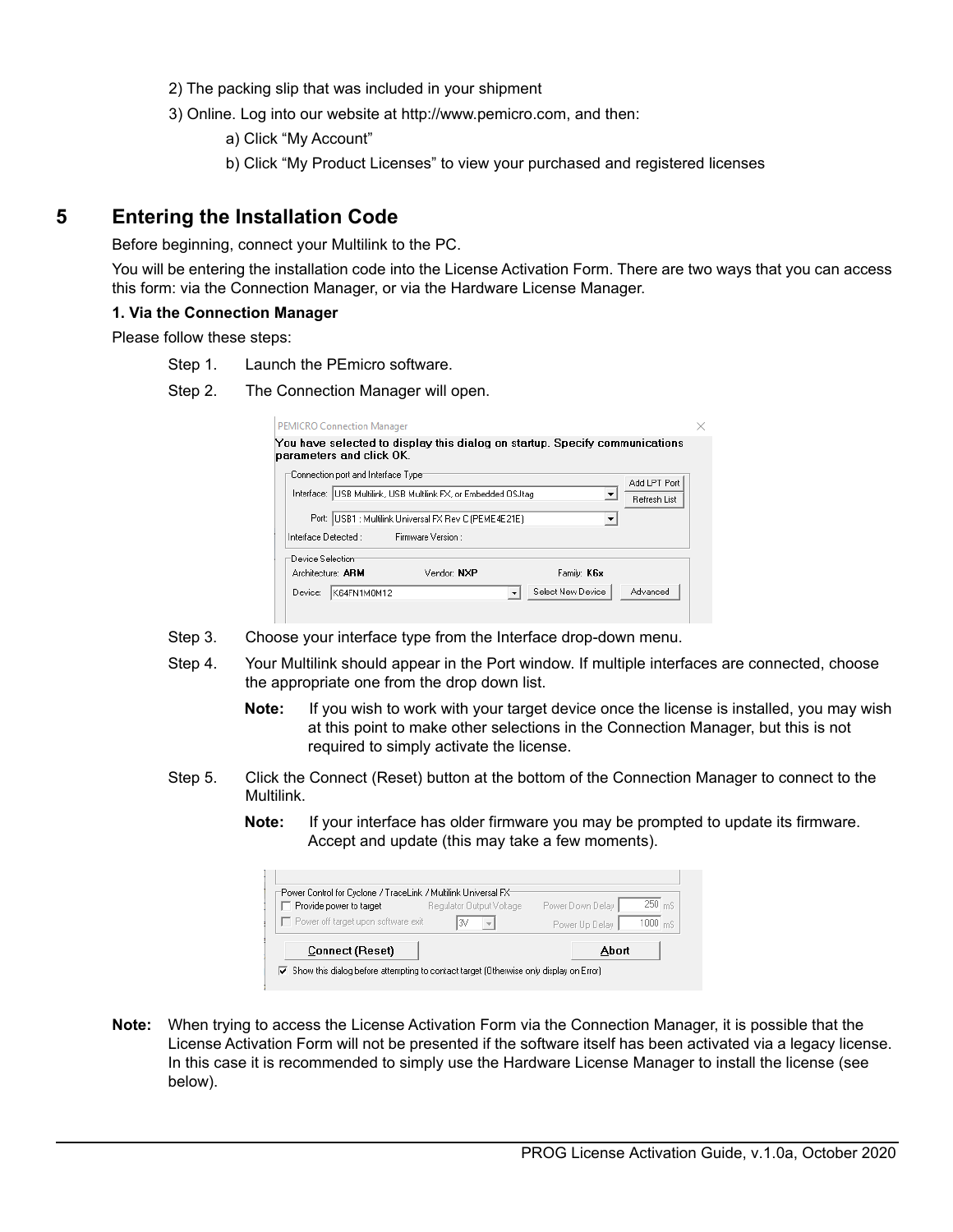2) The packing slip that was included in your shipment

3) Online. Log into our website at http://www.pemicro.com, and then:

   a) Click "My Account"

   b) Click "My Product Licenses" to view your purchased and registered licenses

# 5 Entering the Installation Code

Before beginning, connect your Multilink to the PC.

You will be entering the installation code into the License Activation Form. There are two ways that you can access this form: via the Connection Manager, or via the Hardware License Manager.

**1. Via the Connection Manager**

Please follow these steps:

Step 1. Launch the PEmicro software.

Step 2. The Connection Manager will open.

Step 3. Choose your interface type from the Interface drop-down menu.

Step 4. Your Multilink should appear in the Port window. If multiple interfaces are connected, choose the appropriate one from the drop down list.

> **Note:** If you wish to work with your target device once the license is installed, you may wish at this point to make other selections in the Connection Manager, but this is not required to simply activate the license.

Step 5. Click the Connect (Reset) button at the bottom of the Connection Manager to connect to the Multilink.

> **Note:** If your interface has older firmware you may be prompted to update its firmware. Accept and update (this may take a few moments).

**Note:** When trying to access the License Activation Form via the Connection Manager, it is possible that the License Activation Form will not be presented if the software itself has been activated via a legacy license. In this case it is recommended to simply use the Hardware License Manager to install the license (see below).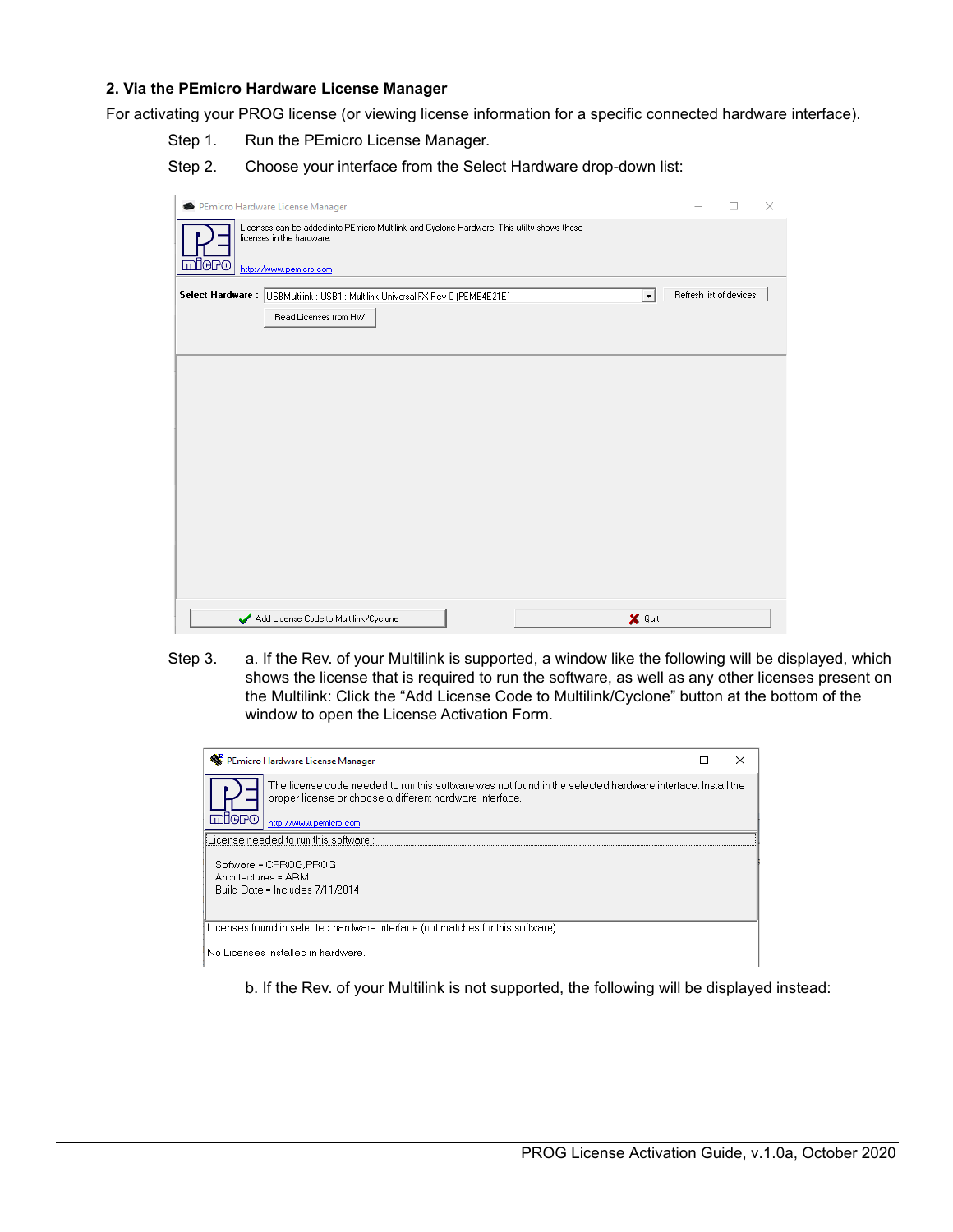**2. Via the PEmicro Hardware License Manager**

For activating your PROG license (or viewing license information for a specific connected hardware interface).

Step 1. Run the PEmicro License Manager.

Step 2. Choose your interface from the Select Hardware drop-down list:

Step 3. a. If the Rev. of your Multilink is supported, a window like the following will be displayed, which shows the license that is required to run the software, as well as any other licenses present on the Multilink: Click the “Add License Code to Multilink/Cyclone” button at the bottom of the window to open the License Activation Form.

b. If the Rev. of your Multilink is not supported, the following will be displayed instead: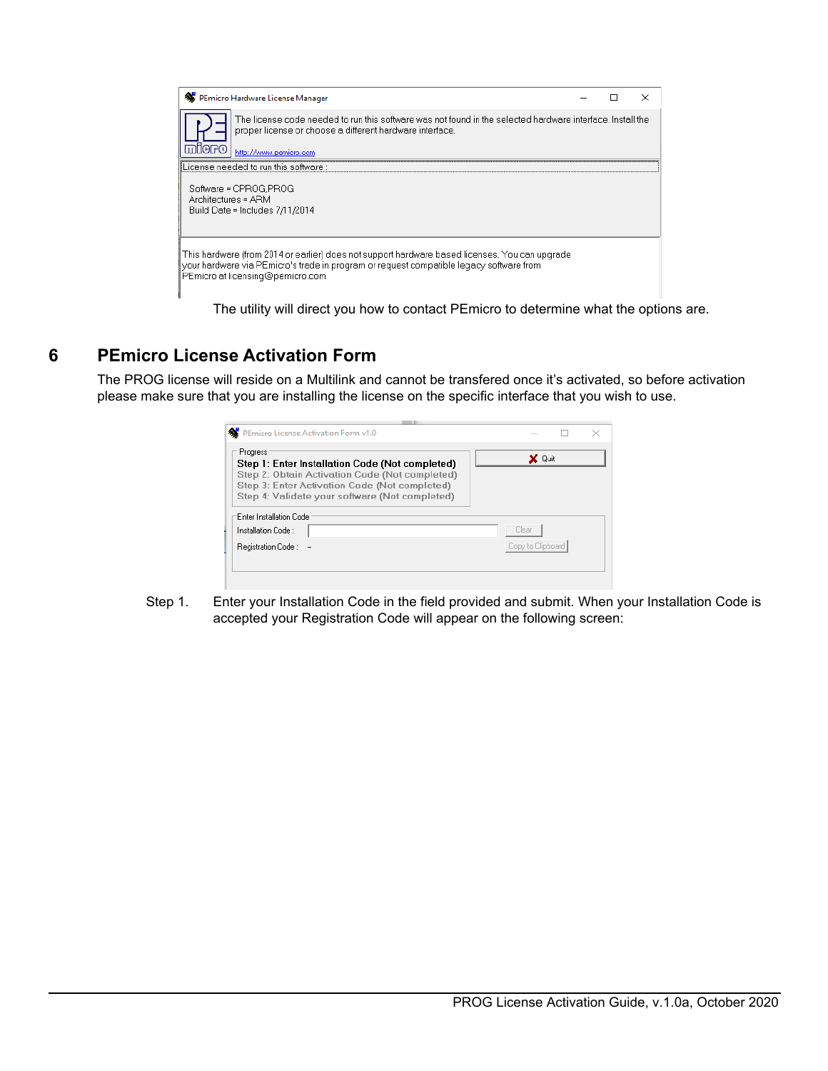The utility will direct you how to contact PEmicro to determine what the options are.

## 6 PEmicro License Activation Form

The PROG license will reside on a Multilink and cannot be transfered once it's activated, so before activation please make sure that you are installing the license on the specific interface that you wish to use.

Step 1. Enter your Installation Code in the field provided and submit. When your Installation Code is accepted your Registration Code will appear on the following screen: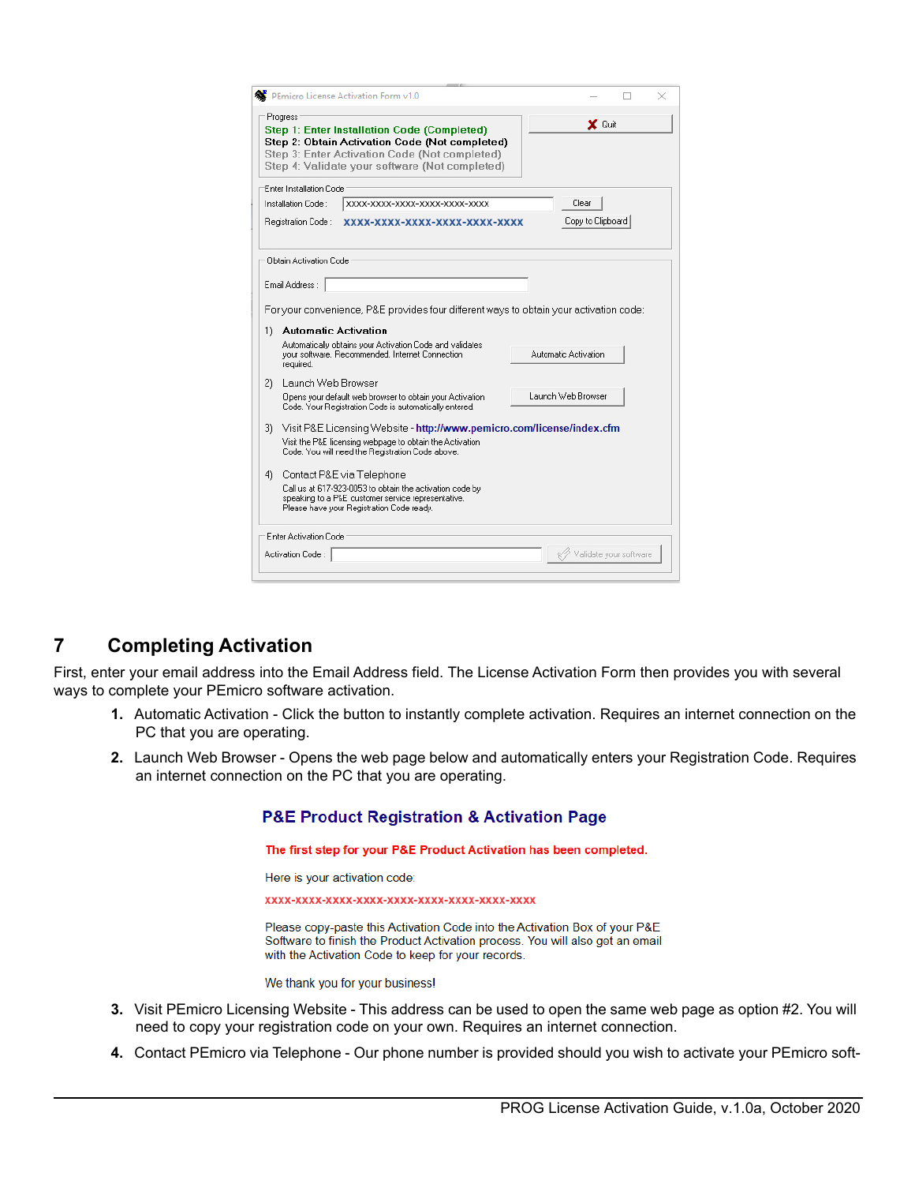## 7 Completing Activation

First, enter your email address into the Email Address field. The License Activation Form then provides you with several ways to complete your PEmicro software activation.

1. Automatic Activation - Click the button to instantly complete activation. Requires an internet connection on the PC that you are operating.
2. Launch Web Browser - Opens the web page below and automatically enters your Registration Code. Requires an internet connection on the PC that you are operating.
3. Visit PEmicro Licensing Website - This address can be used to open the same web page as option #2. You will need to copy your registration code on your own. Requires an internet connection.
4. Contact PEmicro via Telephone - Our phone number is provided should you wish to activate your PEmicro soft-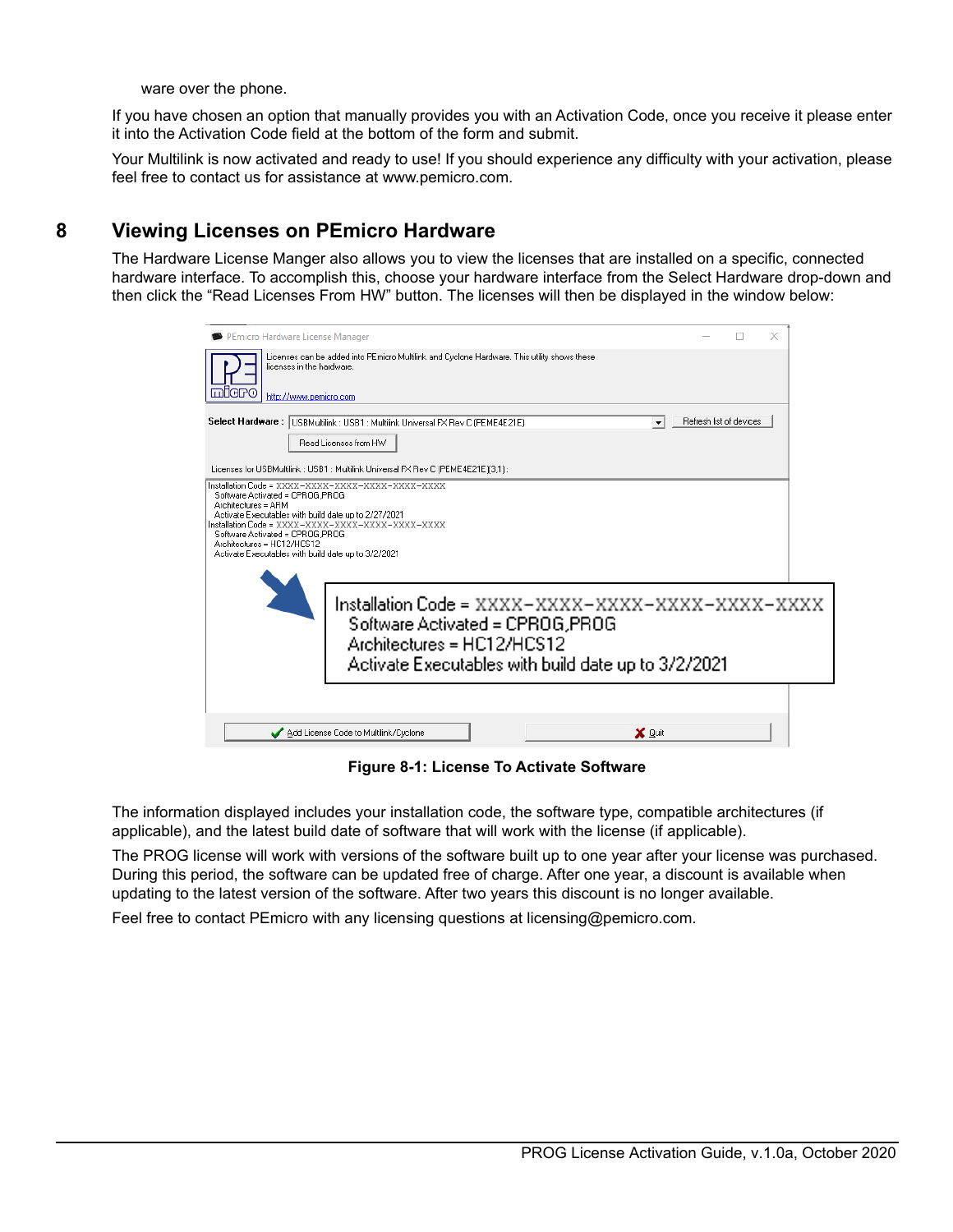ware over the phone.

If you have chosen an option that manually provides you with an Activation Code, once you receive it please enter it into the Activation Code field at the bottom of the form and submit.

Your Multilink is now activated and ready to use! If you should experience any difficulty with your activation, please feel free to contact us for assistance at www.pemicro.com.

## 8 Viewing Licenses on PEmicro Hardware

The Hardware License Manger also allows you to view the licenses that are installed on a specific, connected hardware interface. To accomplish this, choose your hardware interface from the Select Hardware drop-down and then click the “Read Licenses From HW” button. The licenses will then be displayed in the window below:

**Figure 8-1: License To Activate Software**

The information displayed includes your installation code, the software type, compatible architectures (if applicable), and the latest build date of software that will work with the license (if applicable).

The PROG license will work with versions of the software built up to one year after your license was purchased. During this period, the software can be updated free of charge. After one year, a discount is available when updating to the latest version of the software. After two years this discount is no longer available.

Feel free to contact PEmicro with any licensing questions at licensing@pemicro.com.